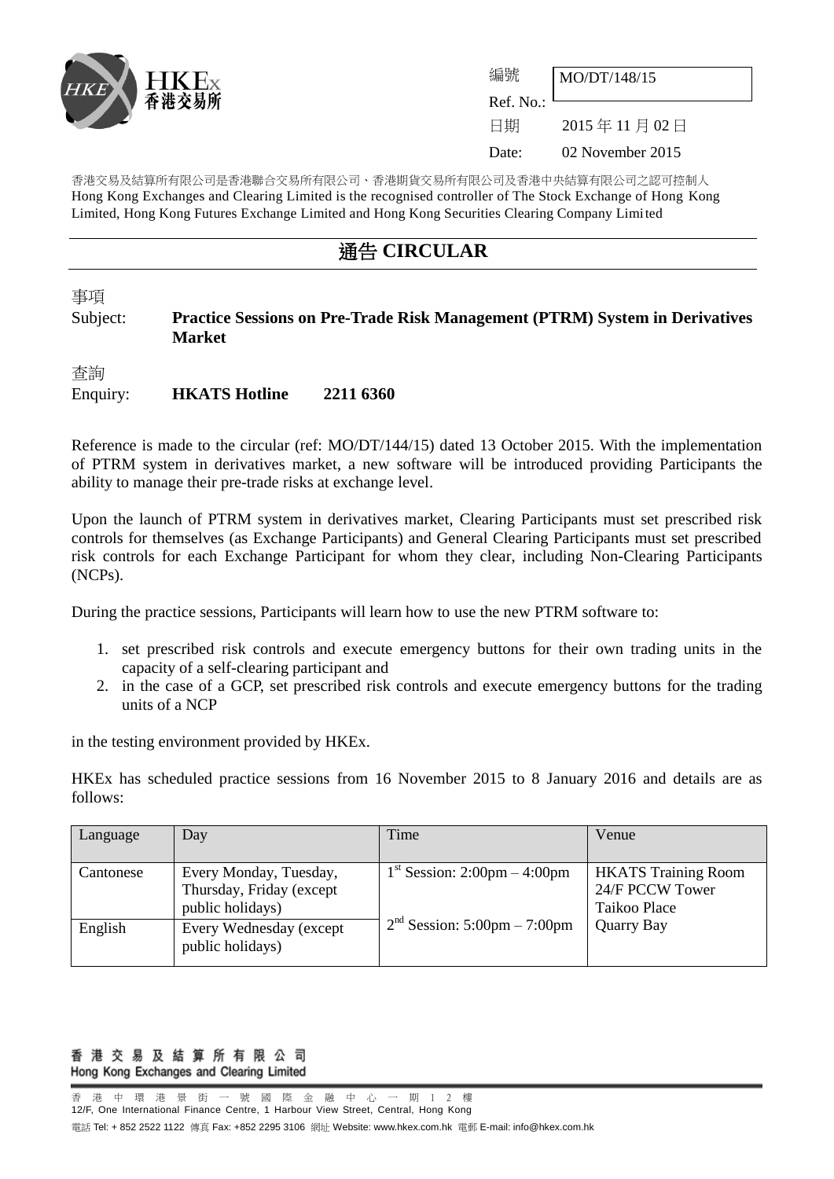編號
Ref. No.: MO/DT/148/15

日期 2015 年 11 月 02 日
Date: 02 November 2015

香港交易及結算所有限公司是香港聯合交易所有限公司、香港期貨交易所有限公司及香港中央結算有限公司之認可控制人
Hong Kong Exchanges and Clearing Limited is the recognised controller of The Stock Exchange of Hong Kong Limited, Hong Kong Futures Exchange Limited and Hong Kong Securities Clearing Company Limited

# 通告 CIRCULAR

事項
Subject: **Practice Sessions on Pre-Trade Risk Management (PTRM) System in Derivatives Market**

查詢
Enquiry: **HKATS Hotline 2211 6360**

Reference is made to the circular (ref: MO/DT/144/15) dated 13 October 2015. With the implementation of PTRM system in derivatives market, a new software will be introduced providing Participants the ability to manage their pre-trade risks at exchange level.

Upon the launch of PTRM system in derivatives market, Clearing Participants must set prescribed risk controls for themselves (as Exchange Participants) and General Clearing Participants must set prescribed risk controls for each Exchange Participant for whom they clear, including Non-Clearing Participants (NCPs).

During the practice sessions, Participants will learn how to use the new PTRM software to:

1. set prescribed risk controls and execute emergency buttons for their own trading units in the capacity of a self-clearing participant and
2. in the case of a GCP, set prescribed risk controls and execute emergency buttons for the trading units of a NCP

in the testing environment provided by HKEx.

HKEx has scheduled practice sessions from 16 November 2015 to 8 January 2016 and details are as follows:

| Language | Day | Time | Venue |
|---|---|---|---|
| Cantonese | Every Monday, Tuesday, Thursday, Friday (except public holidays) | 1st Session: 2:00pm – 4:00pm<br>2nd Session: 5:00pm – 7:00pm | HKATS Training Room 24/F PCCW Tower Taikoo Place Quarry Bay |
| English | Every Wednesday (except public holidays) | | |

香港交易及結算所有限公司
Hong Kong Exchanges and Clearing Limited

香港中環港景街一號國際金融中心一期12樓
12/F, One International Finance Centre, 1 Harbour View Street, Central, Hong Kong
電話 Tel: + 852 2522 1122 傳真 Fax: +852 2295 3106 網址 Website: www.hkex.com.hk 電郵 E-mail: info@hkex.com.hk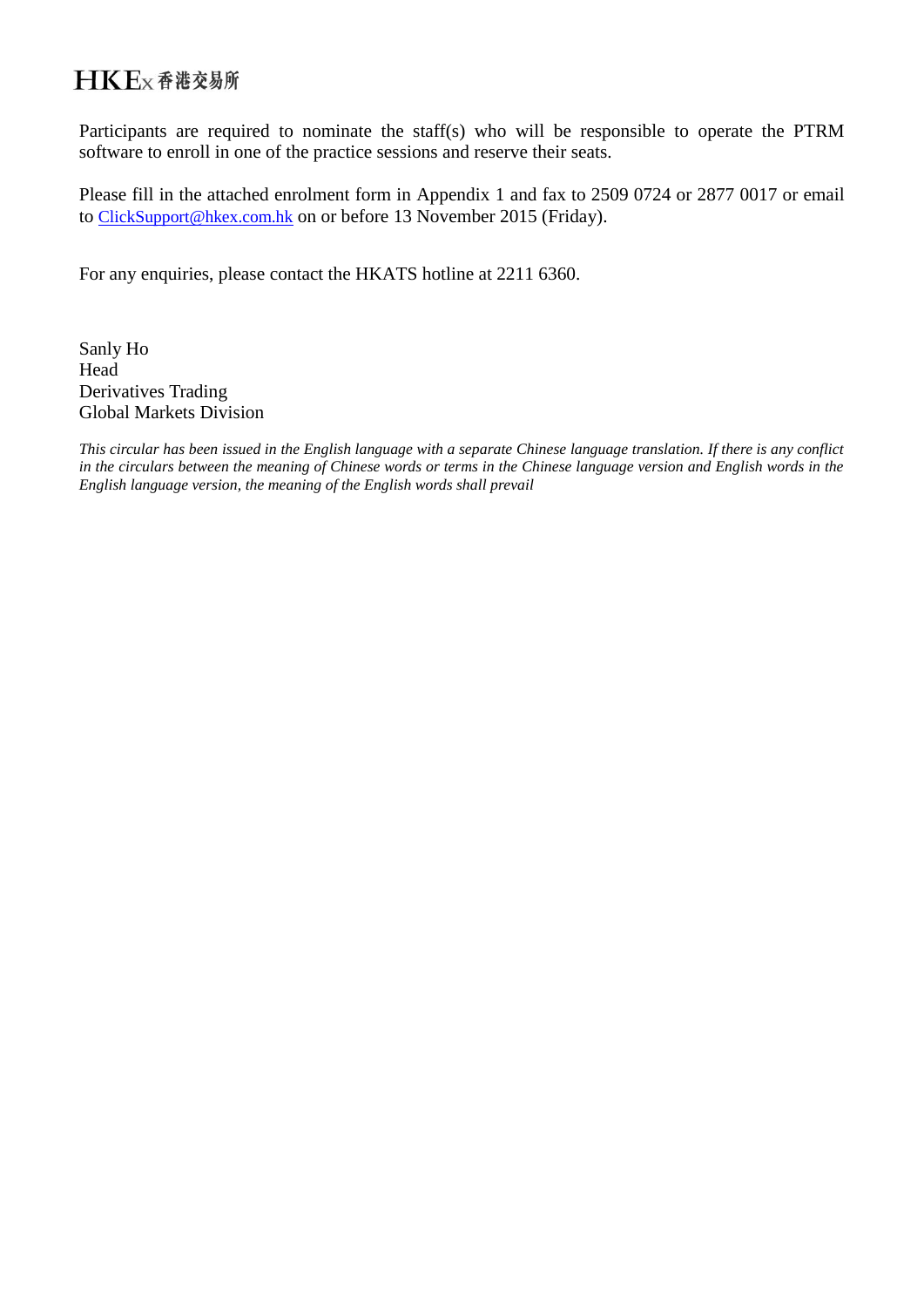Participants are required to nominate the staff(s) who will be responsible to operate the PTRM software to enroll in one of the practice sessions and reserve their seats.

Please fill in the attached enrolment form in Appendix 1 and fax to 2509 0724 or 2877 0017 or email to ClickSupport@hkex.com.hk on or before 13 November 2015 (Friday).

For any enquiries, please contact the HKATS hotline at 2211 6360.

Sanly Ho
Head
Derivatives Trading
Global Markets Division

*This circular has been issued in the English language with a separate Chinese language translation. If there is any conflict in the circulars between the meaning of Chinese words or terms in the Chinese language version and English words in the English language version, the meaning of the English words shall prevail*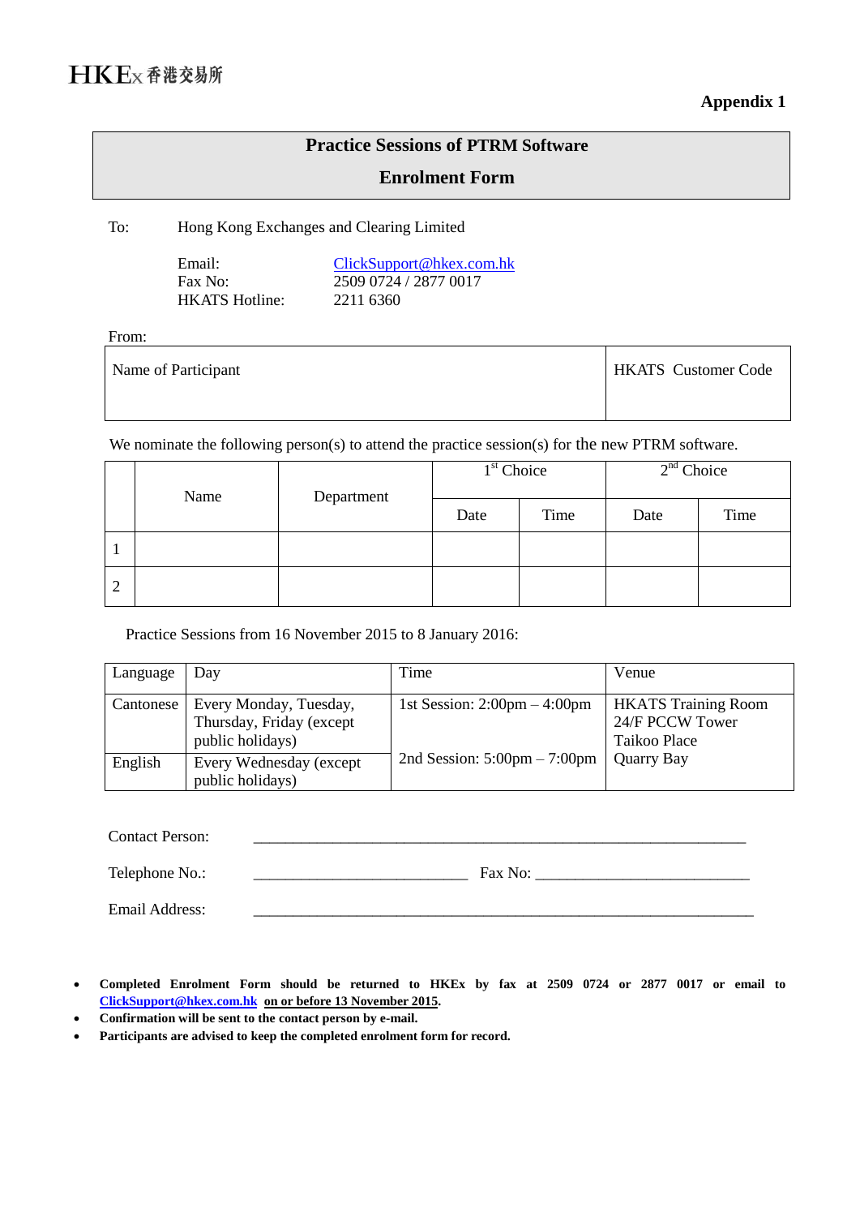HKEx 香港交易所

**Appendix 1**

## Practice Sessions of PTRM Software

## Enrolment Form

To: Hong Kong Exchanges and Clearing Limited

Email: ClickSupport@hkex.com.hk
Fax No: 2509 0724 / 2877 0017
HKATS Hotline: 2211 6360

From:

| Name of Participant | HKATS Customer Code |
|---|---|
| | |

We nominate the following person(s) to attend the practice session(s) for the new PTRM software.

| | Name | Department | 1st Choice | | 2nd Choice | |
|---|---|---|---|---|---|---|
| | | | Date | Time | Date | Time |
| 1 | | | | | | |
| 2 | | | | | | |

Practice Sessions from 16 November 2015 to 8 January 2016:

| Language | Day | Time | Venue |
|---|---|---|---|
| Cantonese | Every Monday, Tuesday, Thursday, Friday (except public holidays) | 1st Session: 2:00pm – 4:00pm<br>2nd Session: 5:00pm – 7:00pm | HKATS Training Room 24/F PCCW Tower Taikoo Place Quarry Bay |
| English | Every Wednesday (except public holidays) | | |

Contact Person: ______________________________________________

Telephone No.: ____________________ Fax No: ____________________

Email Address: ______________________________________________

- **Completed Enrolment Form should be returned to HKEx by fax at 2509 0724 or 2877 0017 or email to ClickSupport@hkex.com.hk on or before 13 November 2015.**
- **Confirmation will be sent to the contact person by e-mail.**
- **Participants are advised to keep the completed enrolment form for record.**